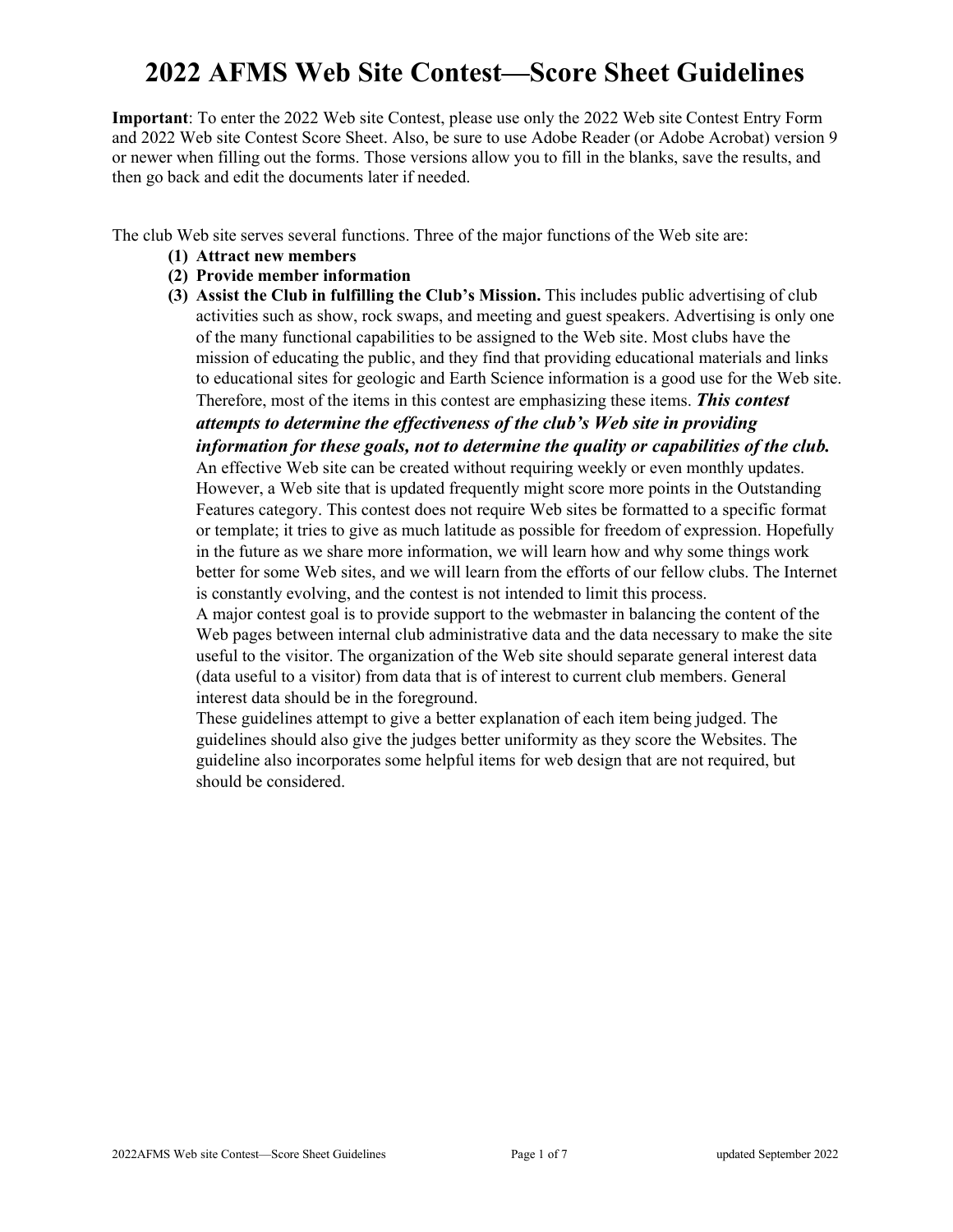# 2022 AFMS Web Site Contest—Score Sheet Guidelines

**Important**: To enter the 2022 Web site Contest, please use only the 2022 Web site Contest Entry Form and 2022 Web site Contest Score Sheet. Also, be sure to use Adobe Reader (or Adobe Acrobat) version 9 or newer when filling out the forms. Those versions allow you to fill in the blanks, save the results, and then go back and edit the documents later if needed.

The club Web site serves several functions. Three of the major functions of the Web site are:

1. **Attract new members**
2. **Provide member information**
3. **Assist the Club in fulfilling the Club's Mission.** This includes public advertising of club activities such as show, rock swaps, and meeting and guest speakers. Advertising is only one of the many functional capabilities to be assigned to the Web site. Most clubs have the mission of educating the public, and they find that providing educational materials and links to educational sites for geologic and Earth Science information is a good use for the Web site. Therefore, most of the items in this contest are emphasizing these items. ***This contest attempts to determine the effectiveness of the club's Web site in providing information for these goals, not to determine the quality or capabilities of the club.***
   An effective Web site can be created without requiring weekly or even monthly updates. However, a Web site that is updated frequently might score more points in the Outstanding Features category. This contest does not require Web sites be formatted to a specific format or template; it tries to give as much latitude as possible for freedom of expression. Hopefully in the future as we share more information, we will learn how and why some things work better for some Web sites, and we will learn from the efforts of our fellow clubs. The Internet is constantly evolving, and the contest is not intended to limit this process.
   A major contest goal is to provide support to the webmaster in balancing the content of the Web pages between internal club administrative data and the data necessary to make the site useful to the visitor. The organization of the Web site should separate general interest data (data useful to a visitor) from data that is of interest to current club members. General interest data should be in the foreground.
   These guidelines attempt to give a better explanation of each item being judged. The guidelines should also give the judges better uniformity as they score the Websites. The guideline also incorporates some helpful items for web design that are not required, but should be considered.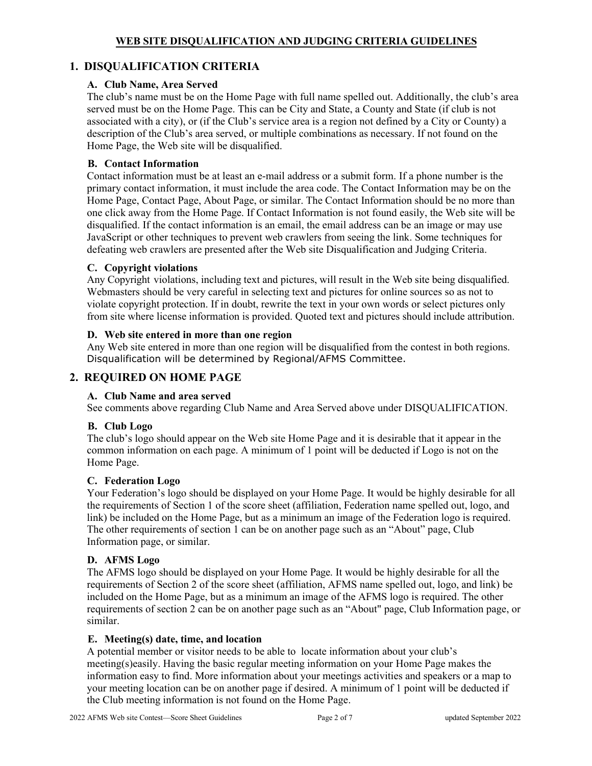# WEB SITE DISQUALIFICATION AND JUDGING CRITERIA GUIDELINES

## 1. DISQUALIFICATION CRITERIA

### A. Club Name, Area Served

The club's name must be on the Home Page with full name spelled out. Additionally, the club's area served must be on the Home Page. This can be City and State, a County and State (if club is not associated with a city), or (if the Club's service area is a region not defined by a City or County) a description of the Club's area served, or multiple combinations as necessary. If not found on the Home Page, the Web site will be disqualified.

### B. Contact Information

Contact information must be at least an e-mail address or a submit form. If a phone number is the primary contact information, it must include the area code. The Contact Information may be on the Home Page, Contact Page, About Page, or similar. The Contact Information should be no more than one click away from the Home Page. If Contact Information is not found easily, the Web site will be disqualified. If the contact information is an email, the email address can be an image or may use JavaScript or other techniques to prevent web crawlers from seeing the link. Some techniques for defeating web crawlers are presented after the Web site Disqualification and Judging Criteria.

### C. Copyright violations

Any Copyright violations, including text and pictures, will result in the Web site being disqualified. Webmasters should be very careful in selecting text and pictures for online sources so as not to violate copyright protection. If in doubt, rewrite the text in your own words or select pictures only from site where license information is provided. Quoted text and pictures should include attribution.

### D. Web site entered in more than one region

Any Web site entered in more than one region will be disqualified from the contest in both regions. Disqualification will be determined by Regional/AFMS Committee.

## 2. REQUIRED ON HOME PAGE

### A. Club Name and area served

See comments above regarding Club Name and Area Served above under DISQUALIFICATION.

### B. Club Logo

The club's logo should appear on the Web site Home Page and it is desirable that it appear in the common information on each page. A minimum of 1 point will be deducted if Logo is not on the Home Page.

### C. Federation Logo

Your Federation's logo should be displayed on your Home Page. It would be highly desirable for all the requirements of Section 1 of the score sheet (affiliation, Federation name spelled out, logo, and link) be included on the Home Page, but as a minimum an image of the Federation logo is required. The other requirements of section 1 can be on another page such as an "About" page, Club Information page, or similar.

### D. AFMS Logo

The AFMS logo should be displayed on your Home Page. It would be highly desirable for all the requirements of Section 2 of the score sheet (affiliation, AFMS name spelled out, logo, and link) be included on the Home Page, but as a minimum an image of the AFMS logo is required. The other requirements of section 2 can be on another page such as an "About" page, Club Information page, or similar.

### E. Meeting(s) date, time, and location

A potential member or visitor needs to be able to locate information about your club's meeting(s)easily. Having the basic regular meeting information on your Home Page makes the information easy to find. More information about your meetings activities and speakers or a map to your meeting location can be on another page if desired. A minimum of 1 point will be deducted if the Club meeting information is not found on the Home Page.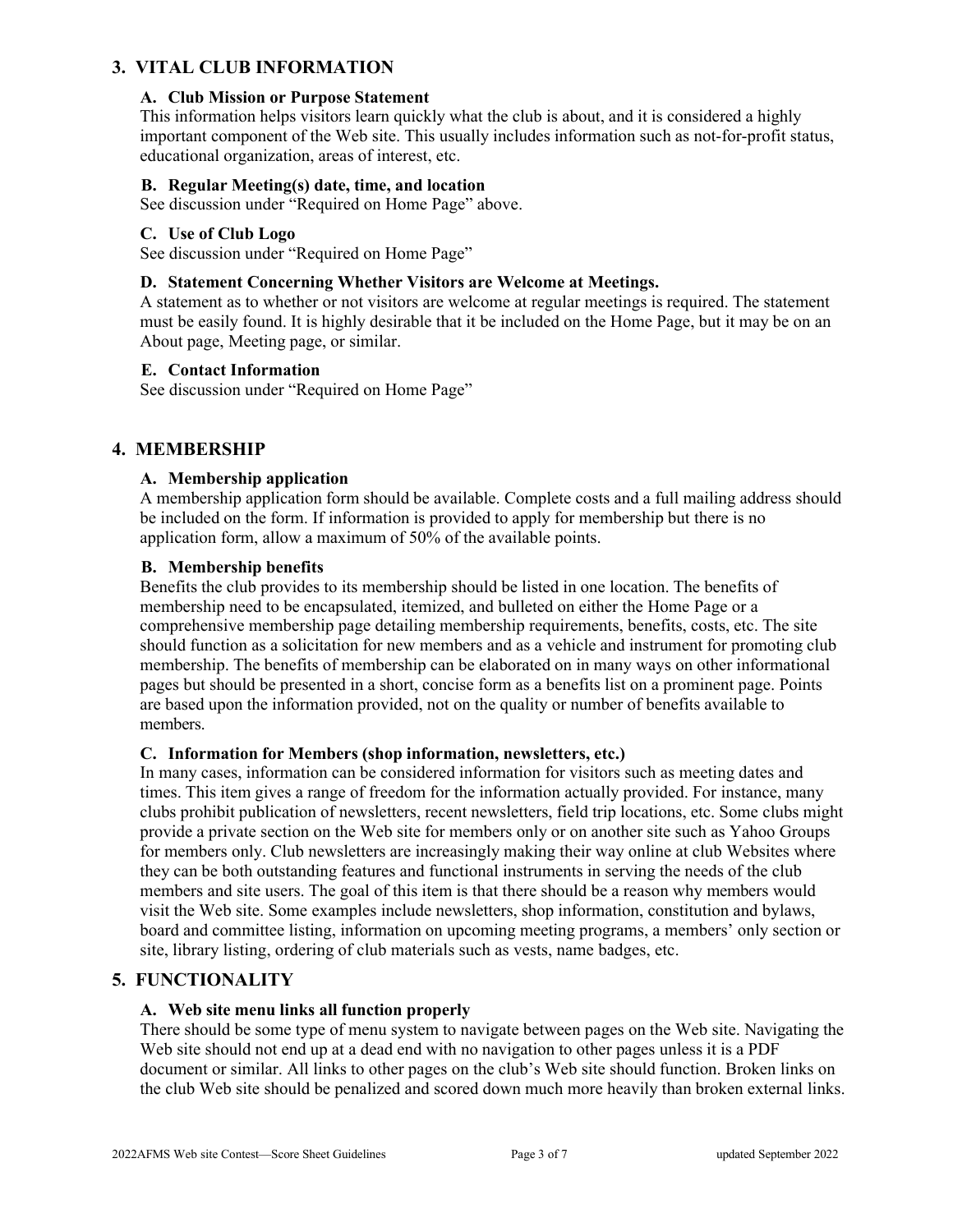## 3. VITAL CLUB INFORMATION

### A. Club Mission or Purpose Statement

This information helps visitors learn quickly what the club is about, and it is considered a highly important component of the Web site. This usually includes information such as not-for-profit status, educational organization, areas of interest, etc.

### B. Regular Meeting(s) date, time, and location

See discussion under "Required on Home Page" above.

### C. Use of Club Logo

See discussion under "Required on Home Page"

### D. Statement Concerning Whether Visitors are Welcome at Meetings.

A statement as to whether or not visitors are welcome at regular meetings is required. The statement must be easily found. It is highly desirable that it be included on the Home Page, but it may be on an About page, Meeting page, or similar.

### E. Contact Information

See discussion under "Required on Home Page"

## 4. MEMBERSHIP

### A. Membership application

A membership application form should be available. Complete costs and a full mailing address should be included on the form. If information is provided to apply for membership but there is no application form, allow a maximum of 50% of the available points.

### B. Membership benefits

Benefits the club provides to its membership should be listed in one location. The benefits of membership need to be encapsulated, itemized, and bulleted on either the Home Page or a comprehensive membership page detailing membership requirements, benefits, costs, etc. The site should function as a solicitation for new members and as a vehicle and instrument for promoting club membership. The benefits of membership can be elaborated on in many ways on other informational pages but should be presented in a short, concise form as a benefits list on a prominent page. Points are based upon the information provided, not on the quality or number of benefits available to members.

### C. Information for Members (shop information, newsletters, etc.)

In many cases, information can be considered information for visitors such as meeting dates and times. This item gives a range of freedom for the information actually provided. For instance, many clubs prohibit publication of newsletters, recent newsletters, field trip locations, etc. Some clubs might provide a private section on the Web site for members only or on another site such as Yahoo Groups for members only. Club newsletters are increasingly making their way online at club Websites where they can be both outstanding features and functional instruments in serving the needs of the club members and site users. The goal of this item is that there should be a reason why members would visit the Web site. Some examples include newsletters, shop information, constitution and bylaws, board and committee listing, information on upcoming meeting programs, a members' only section or site, library listing, ordering of club materials such as vests, name badges, etc.

## 5. FUNCTIONALITY

### A. Web site menu links all function properly

There should be some type of menu system to navigate between pages on the Web site. Navigating the Web site should not end up at a dead end with no navigation to other pages unless it is a PDF document or similar. All links to other pages on the club's Web site should function. Broken links on the club Web site should be penalized and scored down much more heavily than broken external links.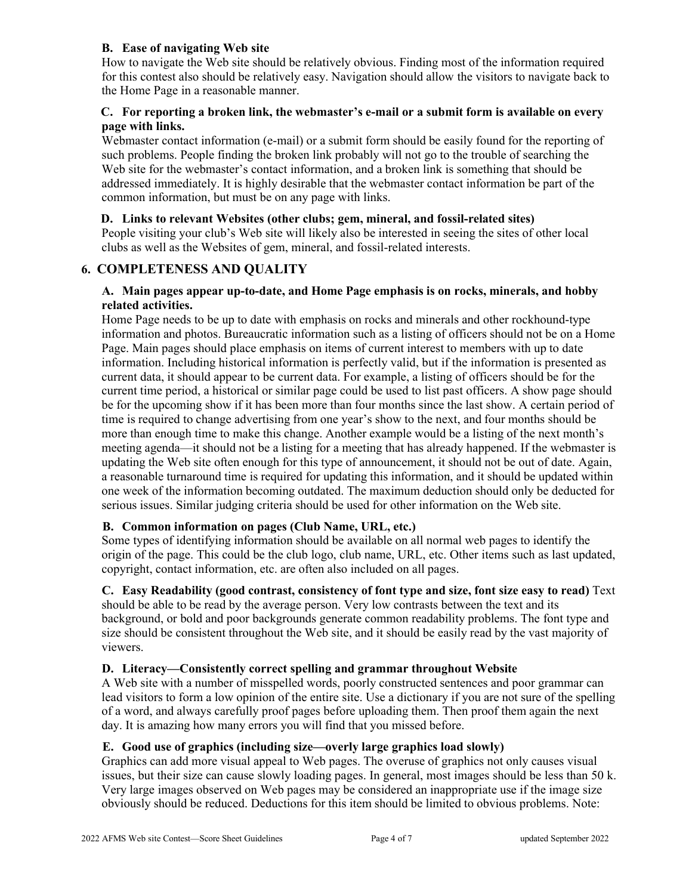### B. Ease of navigating Web site

How to navigate the Web site should be relatively obvious. Finding most of the information required for this contest also should be relatively easy. Navigation should allow the visitors to navigate back to the Home Page in a reasonable manner.

### C. For reporting a broken link, the webmaster's e-mail or a submit form is available on every page with links.

Webmaster contact information (e-mail) or a submit form should be easily found for the reporting of such problems. People finding the broken link probably will not go to the trouble of searching the Web site for the webmaster's contact information, and a broken link is something that should be addressed immediately. It is highly desirable that the webmaster contact information be part of the common information, but must be on any page with links.

### D. Links to relevant Websites (other clubs; gem, mineral, and fossil-related sites)

People visiting your club's Web site will likely also be interested in seeing the sites of other local clubs as well as the Websites of gem, mineral, and fossil-related interests.

## 6. COMPLETENESS AND QUALITY

### A. Main pages appear up-to-date, and Home Page emphasis is on rocks, minerals, and hobby related activities.

Home Page needs to be up to date with emphasis on rocks and minerals and other rockhound-type information and photos. Bureaucratic information such as a listing of officers should not be on a Home Page. Main pages should place emphasis on items of current interest to members with up to date information. Including historical information is perfectly valid, but if the information is presented as current data, it should appear to be current data. For example, a listing of officers should be for the current time period, a historical or similar page could be used to list past officers. A show page should be for the upcoming show if it has been more than four months since the last show. A certain period of time is required to change advertising from one year's show to the next, and four months should be more than enough time to make this change. Another example would be a listing of the next month's meeting agenda—it should not be a listing for a meeting that has already happened. If the webmaster is updating the Web site often enough for this type of announcement, it should not be out of date. Again, a reasonable turnaround time is required for updating this information, and it should be updated within one week of the information becoming outdated. The maximum deduction should only be deducted for serious issues. Similar judging criteria should be used for other information on the Web site.

### B. Common information on pages (Club Name, URL, etc.)

Some types of identifying information should be available on all normal web pages to identify the origin of the page. This could be the club logo, club name, URL, etc. Other items such as last updated, copyright, contact information, etc. are often also included on all pages.

### C. Easy Readability (good contrast, consistency of font type and size, font size easy to read)

Text should be able to be read by the average person. Very low contrasts between the text and its background, or bold and poor backgrounds generate common readability problems. The font type and size should be consistent throughout the Web site, and it should be easily read by the vast majority of viewers.

### D. Literacy—Consistently correct spelling and grammar throughout Website

A Web site with a number of misspelled words, poorly constructed sentences and poor grammar can lead visitors to form a low opinion of the entire site. Use a dictionary if you are not sure of the spelling of a word, and always carefully proof pages before uploading them. Then proof them again the next day. It is amazing how many errors you will find that you missed before.

### E. Good use of graphics (including size—overly large graphics load slowly)

Graphics can add more visual appeal to Web pages. The overuse of graphics not only causes visual issues, but their size can cause slowly loading pages. In general, most images should be less than 50 k. Very large images observed on Web pages may be considered an inappropriate use if the image size obviously should be reduced. Deductions for this item should be limited to obvious problems. Note: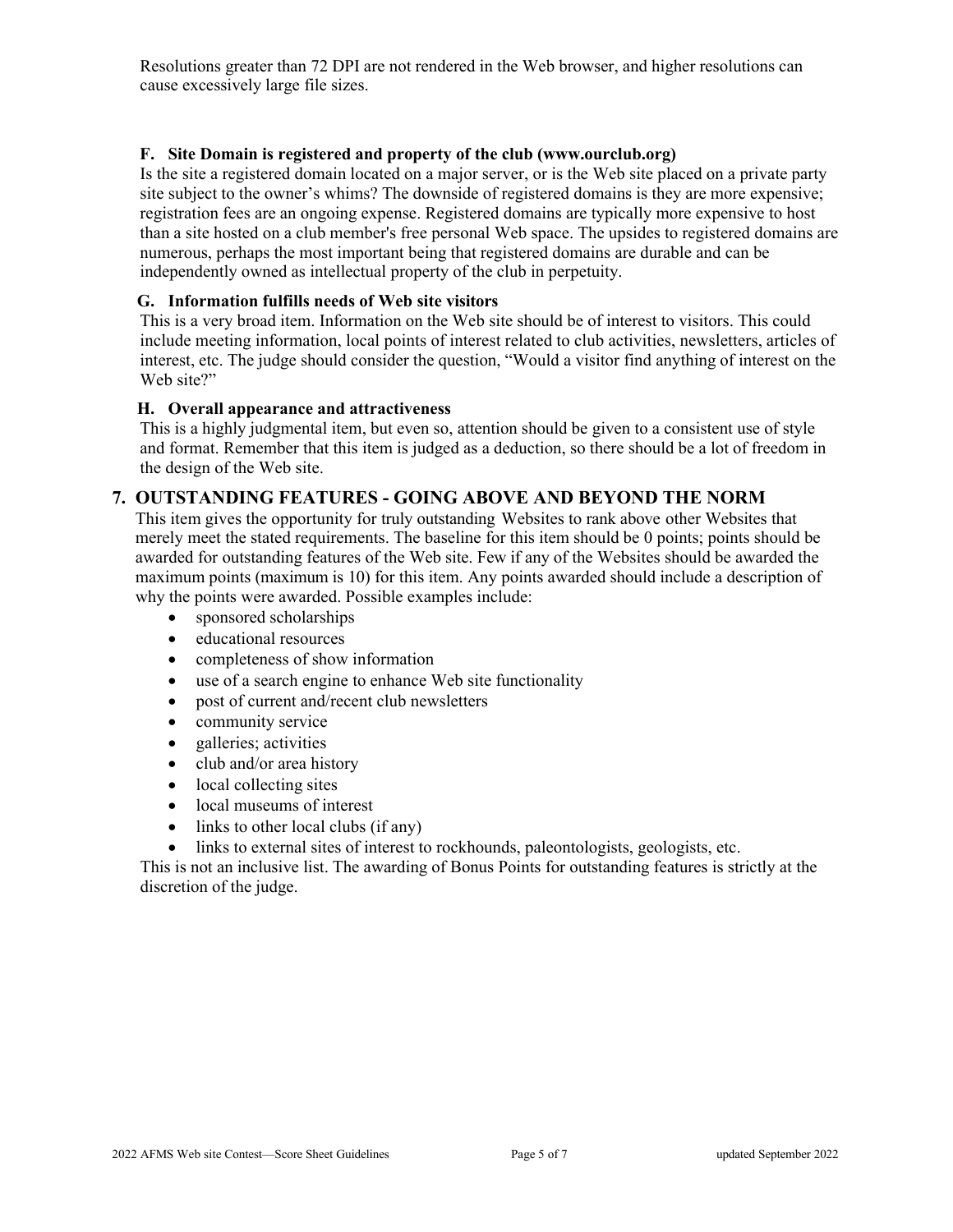Resolutions greater than 72 DPI are not rendered in the Web browser, and higher resolutions can cause excessively large file sizes.

### F. Site Domain is registered and property of the club (www.ourclub.org)

Is the site a registered domain located on a major server, or is the Web site placed on a private party site subject to the owner's whims? The downside of registered domains is they are more expensive; registration fees are an ongoing expense. Registered domains are typically more expensive to host than a site hosted on a club member's free personal Web space. The upsides to registered domains are numerous, perhaps the most important being that registered domains are durable and can be independently owned as intellectual property of the club in perpetuity.

### G. Information fulfills needs of Web site visitors

This is a very broad item. Information on the Web site should be of interest to visitors. This could include meeting information, local points of interest related to club activities, newsletters, articles of interest, etc. The judge should consider the question, "Would a visitor find anything of interest on the Web site?"

### H. Overall appearance and attractiveness

This is a highly judgmental item, but even so, attention should be given to a consistent use of style and format. Remember that this item is judged as a deduction, so there should be a lot of freedom in the design of the Web site.

## 7. OUTSTANDING FEATURES - GOING ABOVE AND BEYOND THE NORM

This item gives the opportunity for truly outstanding Websites to rank above other Websites that merely meet the stated requirements. The baseline for this item should be 0 points; points should be awarded for outstanding features of the Web site. Few if any of the Websites should be awarded the maximum points (maximum is 10) for this item. Any points awarded should include a description of why the points were awarded. Possible examples include:

- sponsored scholarships
- educational resources
- completeness of show information
- use of a search engine to enhance Web site functionality
- post of current and/recent club newsletters
- community service
- galleries; activities
- club and/or area history
- local collecting sites
- local museums of interest
- links to other local clubs (if any)
- links to external sites of interest to rockhounds, paleontologists, geologists, etc.

This is not an inclusive list. The awarding of Bonus Points for outstanding features is strictly at the discretion of the judge.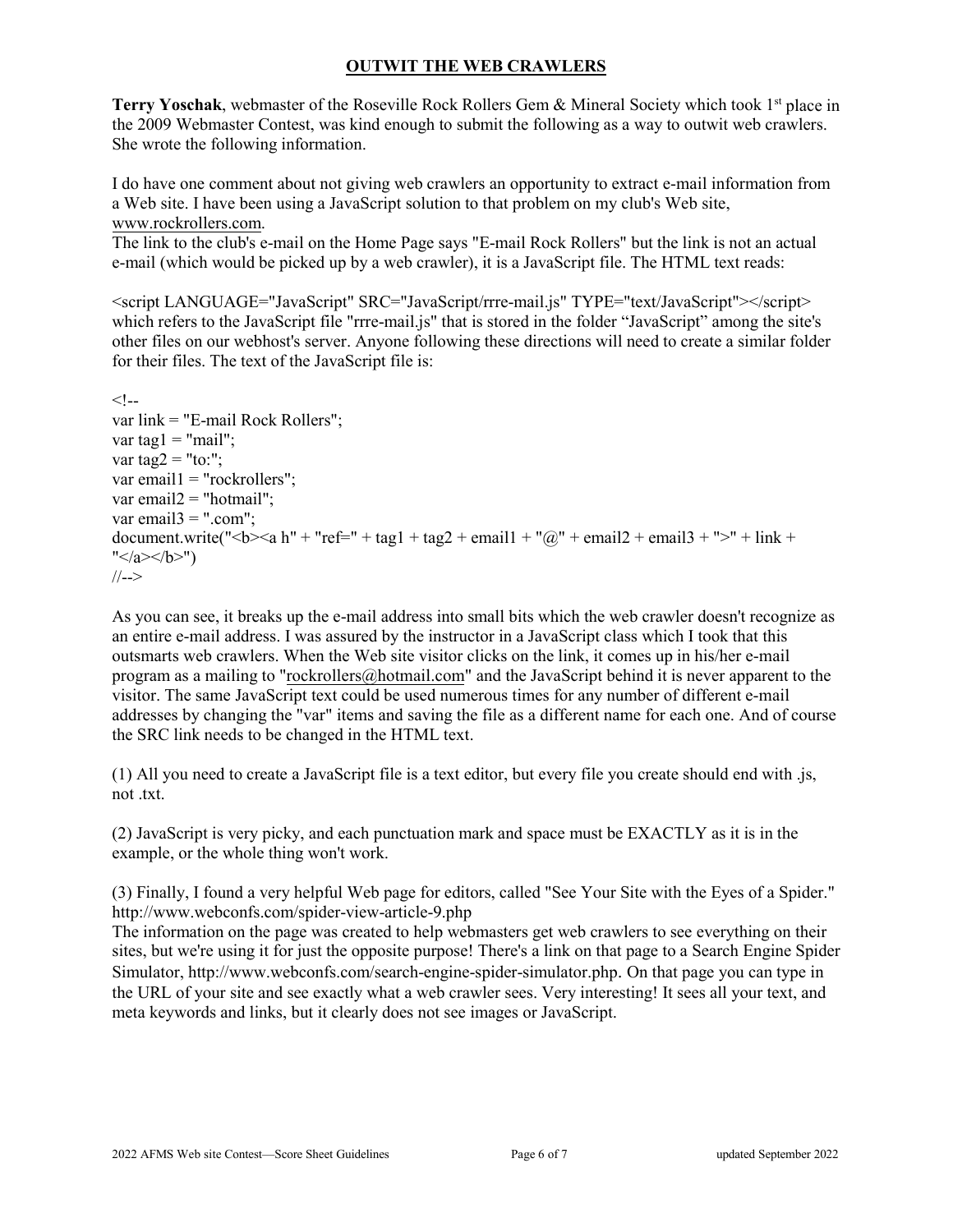## OUTWIT THE WEB CRAWLERS

**Terry Yoschak**, webmaster of the Roseville Rock Rollers Gem & Mineral Society which took 1st place in the 2009 Webmaster Contest, was kind enough to submit the following as a way to outwit web crawlers. She wrote the following information.

I do have one comment about not giving web crawlers an opportunity to extract e-mail information from a Web site. I have been using a JavaScript solution to that problem on my club's Web site, www.rockrollers.com.

The link to the club's e-mail on the Home Page says "E-mail Rock Rollers" but the link is not an actual e-mail (which would be picked up by a web crawler), it is a JavaScript file. The HTML text reads:

```
<script LANGUAGE="JavaScript" SRC="JavaScript/rrre-mail.js" TYPE="text/JavaScript"></script>
```

which refers to the JavaScript file "rrre-mail.js" that is stored in the folder "JavaScript" among the site's other files on our webhost's server. Anyone following these directions will need to create a similar folder for their files. The text of the JavaScript file is:

```
<!--
var link = "E-mail Rock Rollers";
var tag1 = "mail";
var tag2 = "to:";
var email1 = "rockrollers";
var email2 = "hotmail";
var email3 = ".com";
document.write("<b><a h" + "ref=" + tag1 + tag2 + email1 + "@" + email2 + email3 + ">" + link +
"</a></b>")
//-->
```

As you can see, it breaks up the e-mail address into small bits which the web crawler doesn't recognize as an entire e-mail address. I was assured by the instructor in a JavaScript class which I took that this outsmarts web crawlers. When the Web site visitor clicks on the link, it comes up in his/her e-mail program as a mailing to "rockrollers@hotmail.com" and the JavaScript behind it is never apparent to the visitor. The same JavaScript text could be used numerous times for any number of different e-mail addresses by changing the "var" items and saving the file as a different name for each one. And of course the SRC link needs to be changed in the HTML text.

(1) All you need to create a JavaScript file is a text editor, but every file you create should end with .js, not .txt.

(2) JavaScript is very picky, and each punctuation mark and space must be EXACTLY as it is in the example, or the whole thing won't work.

(3) Finally, I found a very helpful Web page for editors, called "See Your Site with the Eyes of a Spider." http://www.webconfs.com/spider-view-article-9.php
The information on the page was created to help webmasters get web crawlers to see everything on their sites, but we're using it for just the opposite purpose! There's a link on that page to a Search Engine Spider Simulator, http://www.webconfs.com/search-engine-spider-simulator.php. On that page you can type in the URL of your site and see exactly what a web crawler sees. Very interesting! It sees all your text, and meta keywords and links, but it clearly does not see images or JavaScript.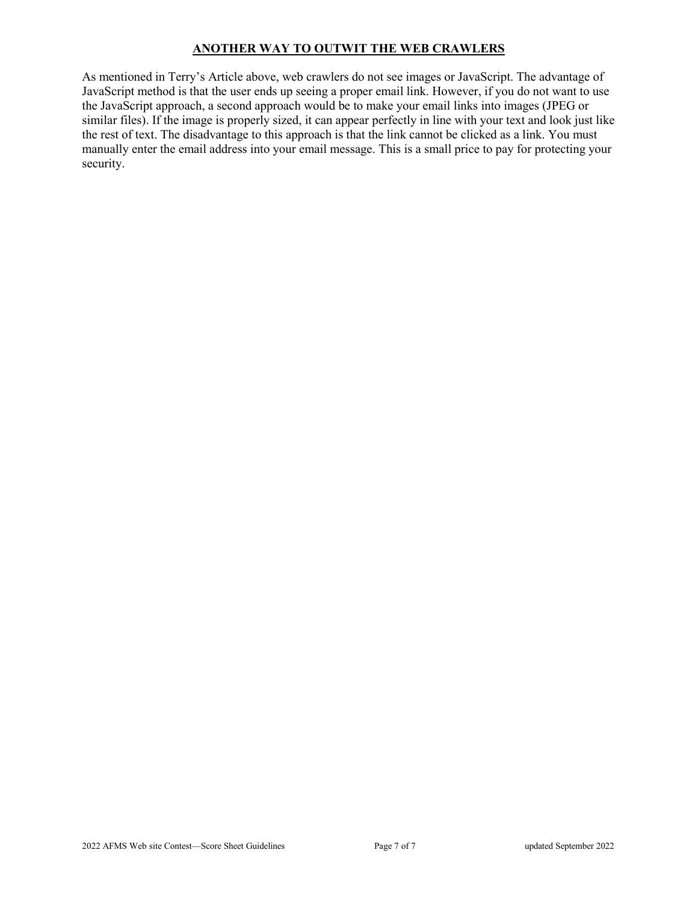## ANOTHER WAY TO OUTWIT THE WEB CRAWLERS

As mentioned in Terry's Article above, web crawlers do not see images or JavaScript. The advantage of JavaScript method is that the user ends up seeing a proper email link. However, if you do not want to use the JavaScript approach, a second approach would be to make your email links into images (JPEG or similar files). If the image is properly sized, it can appear perfectly in line with your text and look just like the rest of text. The disadvantage to this approach is that the link cannot be clicked as a link. You must manually enter the email address into your email message. This is a small price to pay for protecting your security.